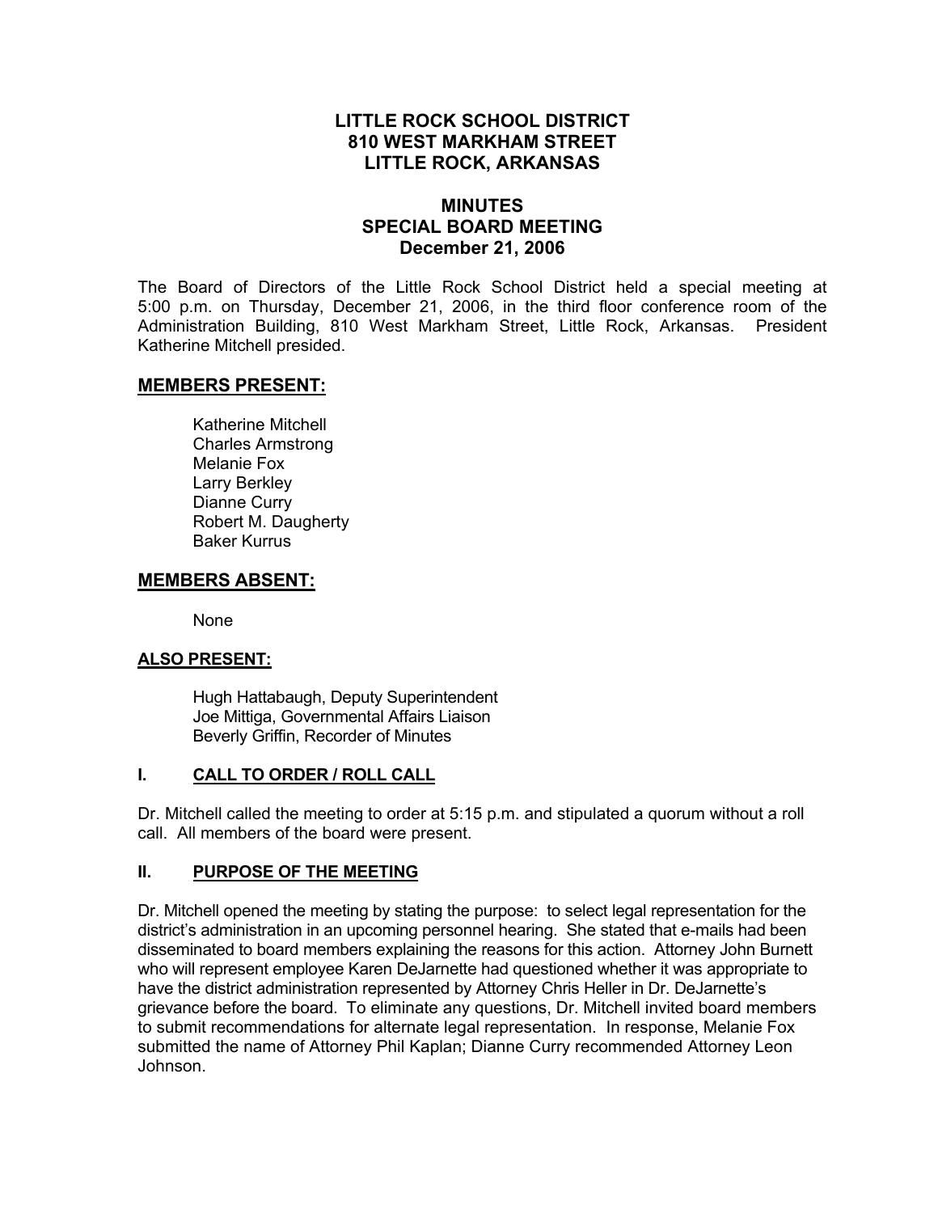# LITTLE ROCK SCHOOL DISTRICT
## 810 WEST MARKHAM STREET
## LITTLE ROCK, ARKANSAS

## MINUTES
## SPECIAL BOARD MEETING
## December 21, 2006

The Board of Directors of the Little Rock School District held a special meeting at 5:00 p.m. on Thursday, December 21, 2006, in the third floor conference room of the Administration Building, 810 West Markham Street, Little Rock, Arkansas. President Katherine Mitchell presided.

### MEMBERS PRESENT:

Katherine Mitchell
Charles Armstrong
Melanie Fox
Larry Berkley
Dianne Curry
Robert M. Daugherty
Baker Kurrus

### MEMBERS ABSENT:

None

### ALSO PRESENT:

Hugh Hattabaugh, Deputy Superintendent
Joe Mittiga, Governmental Affairs Liaison
Beverly Griffin, Recorder of Minutes

### I. CALL TO ORDER / ROLL CALL

Dr. Mitchell called the meeting to order at 5:15 p.m. and stipulated a quorum without a roll call. All members of the board were present.

### II. PURPOSE OF THE MEETING

Dr. Mitchell opened the meeting by stating the purpose: to select legal representation for the district's administration in an upcoming personnel hearing. She stated that e-mails had been disseminated to board members explaining the reasons for this action. Attorney John Burnett who will represent employee Karen DeJarnette had questioned whether it was appropriate to have the district administration represented by Attorney Chris Heller in Dr. DeJarnette's grievance before the board. To eliminate any questions, Dr. Mitchell invited board members to submit recommendations for alternate legal representation. In response, Melanie Fox submitted the name of Attorney Phil Kaplan; Dianne Curry recommended Attorney Leon Johnson.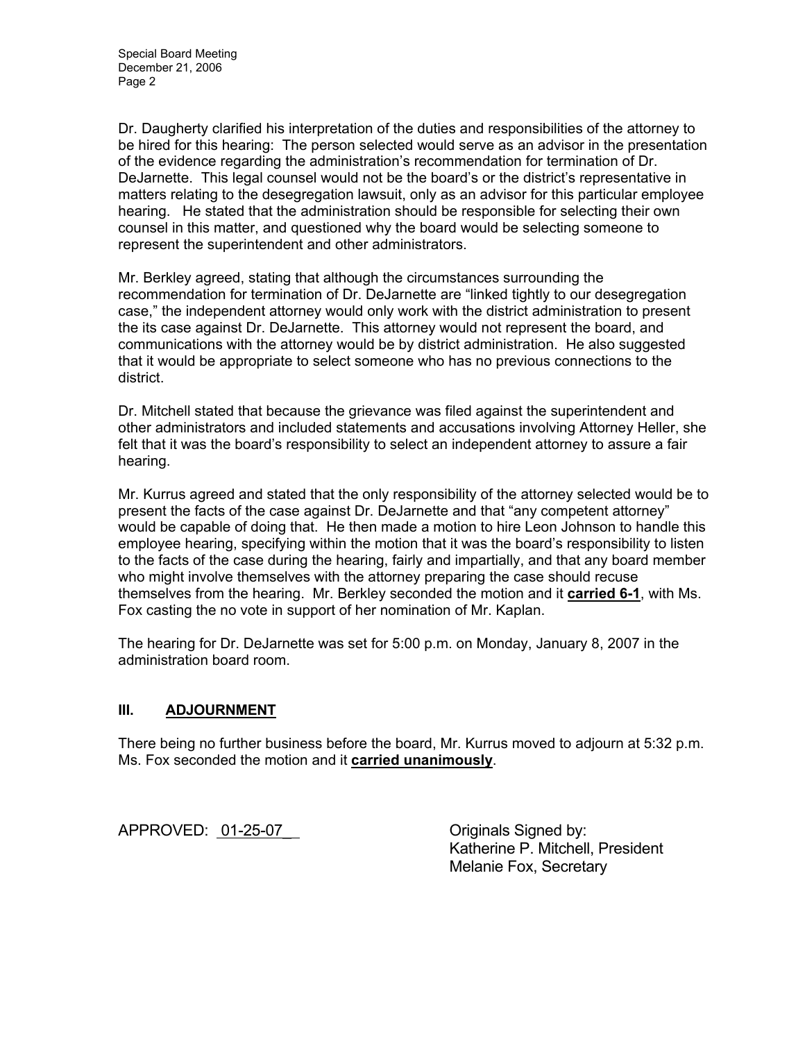Dr. Daugherty clarified his interpretation of the duties and responsibilities of the attorney to be hired for this hearing: The person selected would serve as an advisor in the presentation of the evidence regarding the administration's recommendation for termination of Dr. DeJarnette. This legal counsel would not be the board's or the district's representative in matters relating to the desegregation lawsuit, only as an advisor for this particular employee hearing. He stated that the administration should be responsible for selecting their own counsel in this matter, and questioned why the board would be selecting someone to represent the superintendent and other administrators.

Mr. Berkley agreed, stating that although the circumstances surrounding the recommendation for termination of Dr. DeJarnette are "linked tightly to our desegregation case," the independent attorney would only work with the district administration to present the its case against Dr. DeJarnette. This attorney would not represent the board, and communications with the attorney would be by district administration. He also suggested that it would be appropriate to select someone who has no previous connections to the district.

Dr. Mitchell stated that because the grievance was filed against the superintendent and other administrators and included statements and accusations involving Attorney Heller, she felt that it was the board's responsibility to select an independent attorney to assure a fair hearing.

Mr. Kurrus agreed and stated that the only responsibility of the attorney selected would be to present the facts of the case against Dr. DeJarnette and that "any competent attorney" would be capable of doing that. He then made a motion to hire Leon Johnson to handle this employee hearing, specifying within the motion that it was the board's responsibility to listen to the facts of the case during the hearing, fairly and impartially, and that any board member who might involve themselves with the attorney preparing the case should recuse themselves from the hearing. Mr. Berkley seconded the motion and it **carried 6-1**, with Ms. Fox casting the no vote in support of her nomination of Mr. Kaplan.

The hearing for Dr. DeJarnette was set for 5:00 p.m. on Monday, January 8, 2007 in the administration board room.

## III. ADJOURNMENT

There being no further business before the board, Mr. Kurrus moved to adjourn at 5:32 p.m. Ms. Fox seconded the motion and it **carried unanimously**.

APPROVED: 01-25-07

Originals Signed by:
Katherine P. Mitchell, President
Melanie Fox, Secretary